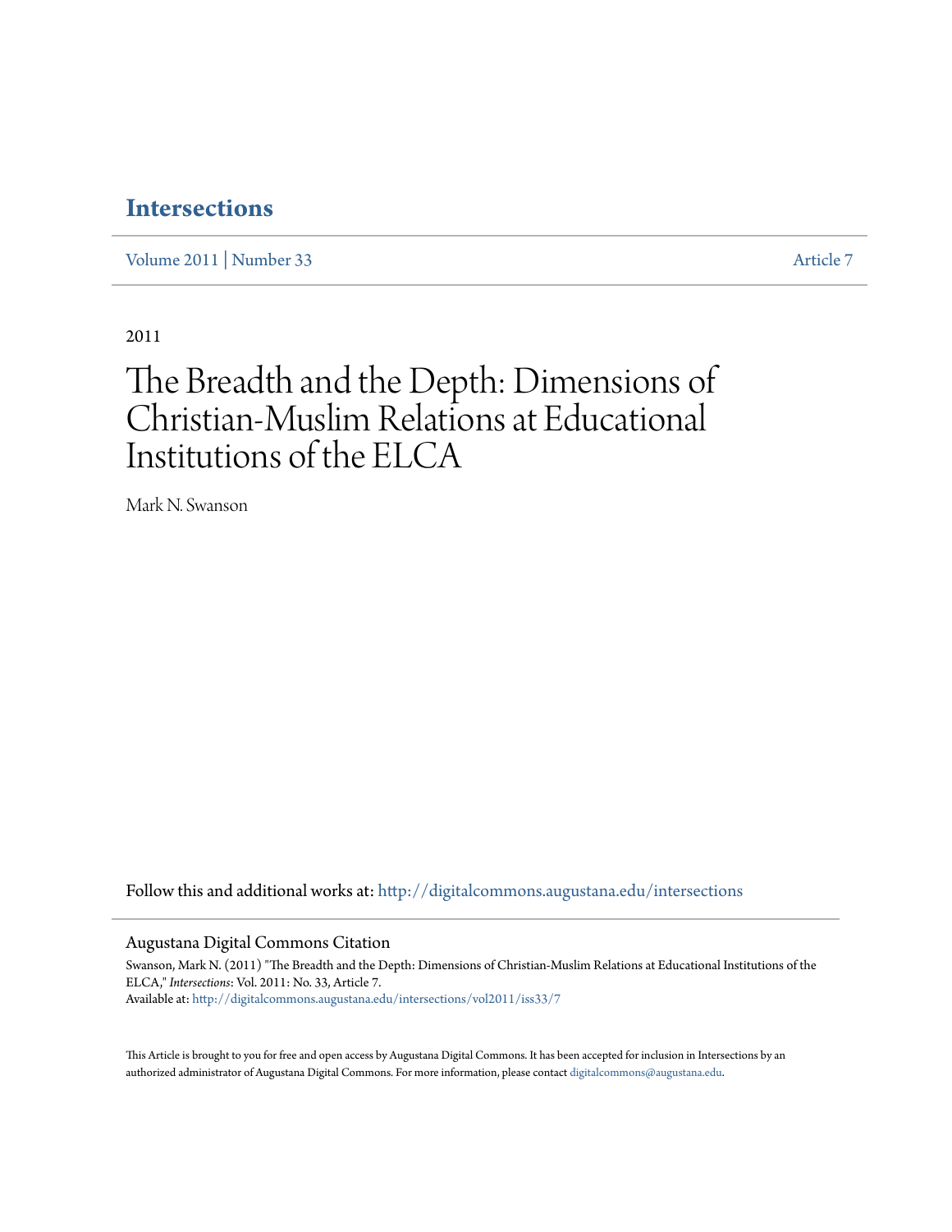# Intersections

Volume 2011 | Number 33 Article 7

2011

# The Breadth and the Depth: Dimensions of Christian-Muslim Relations at Educational Institutions of the ELCA

Mark N. Swanson

Follow this and additional works at: http://digitalcommons.augustana.edu/intersections

## Augustana Digital Commons Citation

Swanson, Mark N. (2011) "The Breadth and the Depth: Dimensions of Christian-Muslim Relations at Educational Institutions of the ELCA," *Intersections*: Vol. 2011: No. 33, Article 7.
Available at: http://digitalcommons.augustana.edu/intersections/vol2011/iss33/7

This Article is brought to you for free and open access by Augustana Digital Commons. It has been accepted for inclusion in Intersections by an authorized administrator of Augustana Digital Commons. For more information, please contact digitalcommons@augustana.edu.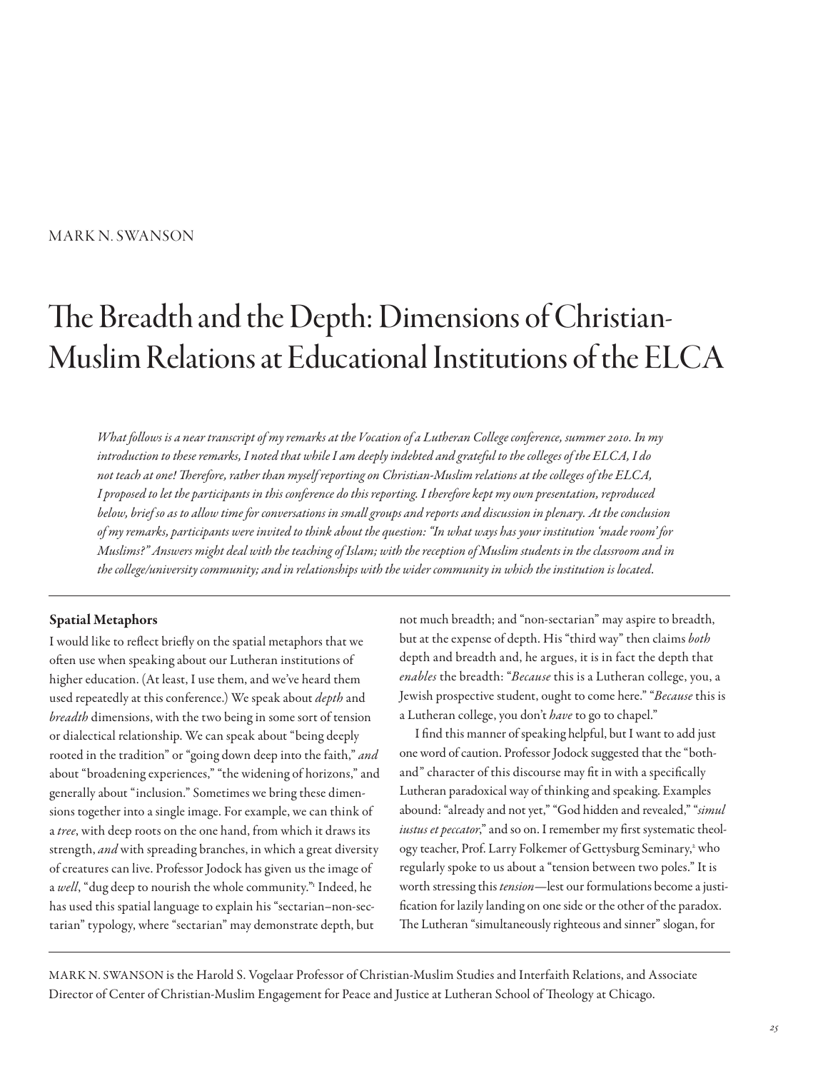MARK N. SWANSON

# The Breadth and the Depth: Dimensions of Christian-Muslim Relations at Educational Institutions of the ELCA

*What follows is a near transcript of my remarks at the Vocation of a Lutheran College conference, summer 2010. In my introduction to these remarks, I noted that while I am deeply indebted and grateful to the colleges of the ELCA, I do not teach at one! Therefore, rather than myself reporting on Christian-Muslim relations at the colleges of the ELCA, I proposed to let the participants in this conference do this reporting. I therefore kept my own presentation, reproduced below, brief so as to allow time for conversations in small groups and reports and discussion in plenary. At the conclusion of my remarks, participants were invited to think about the question: "In what ways has your institution 'made room' for Muslims?" Answers might deal with the teaching of Islam; with the reception of Muslim students in the classroom and in the college/university community; and in relationships with the wider community in which the institution is located.*

## Spatial Metaphors

I would like to reflect briefly on the spatial metaphors that we often use when speaking about our Lutheran institutions of higher education. (At least, I use them, and we've heard them used repeatedly at this conference.) We speak about *depth* and *breadth* dimensions, with the two being in some sort of tension or dialectical relationship. We can speak about "being deeply rooted in the tradition" or "going down deep into the faith," *and* about "broadening experiences," "the widening of horizons," and generally about "inclusion." Sometimes we bring these dimensions together into a single image. For example, we can think of a *tree*, with deep roots on the one hand, from which it draws its strength, *and* with spreading branches, in which a great diversity of creatures can live. Professor Jodock has given us the image of a *well*, "dug deep to nourish the whole community."[1] Indeed, he has used this spatial language to explain his "sectarian–non-sectarian" typology, where "sectarian" may demonstrate depth, but not much breadth; and "non-sectarian" may aspire to breadth, but at the expense of depth. His "third way" then claims *both* depth and breadth and, he argues, it is in fact the depth that *enables* the breadth: "*Because* this is a Lutheran college, you, a Jewish prospective student, ought to come here." "*Because* this is a Lutheran college, you don't *have* to go to chapel."

I find this manner of speaking helpful, but I want to add just one word of caution. Professor Jodock suggested that the "both-and" character of this discourse may fit in with a specifically Lutheran paradoxical way of thinking and speaking. Examples abound: "already and not yet," "God hidden and revealed," "*simul iustus et peccator*," and so on. I remember my first systematic theology teacher, Prof. Larry Folkemer of Gettysburg Seminary,[2] who regularly spoke to us about a "tension between two poles." It is worth stressing this *tension*—lest our formulations become a justification for lazily landing on one side or the other of the paradox. The Lutheran "simultaneously righteous and sinner" slogan, for

MARK N. SWANSON is the Harold S. Vogelaar Professor of Christian-Muslim Studies and Interfaith Relations, and Associate Director of Center of Christian-Muslim Engagement for Peace and Justice at Lutheran School of Theology at Chicago.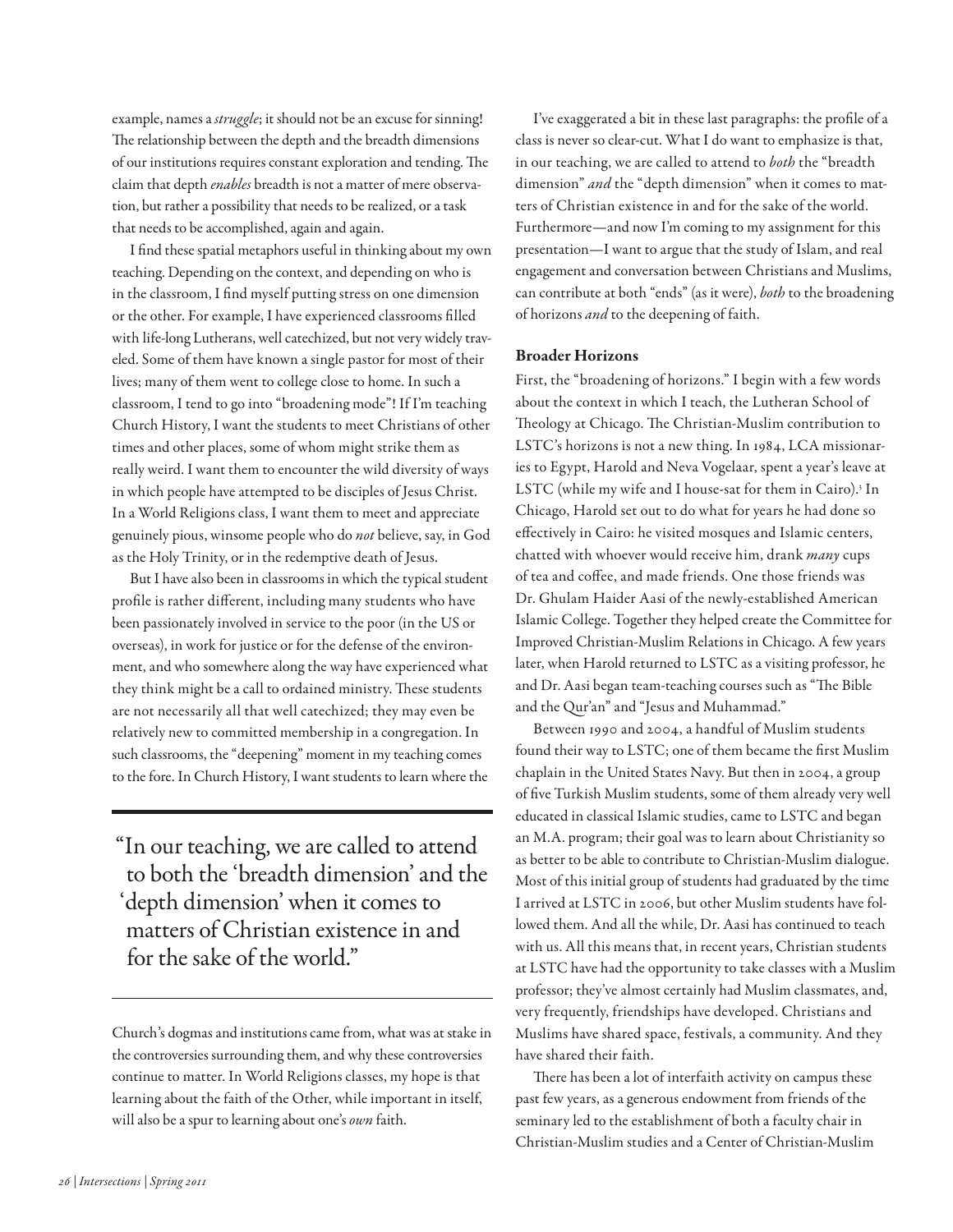example, names a *struggle*; it should not be an excuse for sinning! The relationship between the depth and the breadth dimensions of our institutions requires constant exploration and tending. The claim that depth *enables* breadth is not a matter of mere observation, but rather a possibility that needs to be realized, or a task that needs to be accomplished, again and again.

I find these spatial metaphors useful in thinking about my own teaching. Depending on the context, and depending on who is in the classroom, I find myself putting stress on one dimension or the other. For example, I have experienced classrooms filled with life-long Lutherans, well catechized, but not very widely traveled. Some of them have known a single pastor for most of their lives; many of them went to college close to home. In such a classroom, I tend to go into "broadening mode"! If I'm teaching Church History, I want the students to meet Christians of other times and other places, some of whom might strike them as really weird. I want them to encounter the wild diversity of ways in which people have attempted to be disciples of Jesus Christ. In a World Religions class, I want them to meet and appreciate genuinely pious, winsome people who do *not* believe, say, in God as the Holy Trinity, or in the redemptive death of Jesus.

But I have also been in classrooms in which the typical student profile is rather different, including many students who have been passionately involved in service to the poor (in the US or overseas), in work for justice or for the defense of the environment, and who somewhere along the way have experienced what they think might be a call to ordained ministry. These students are not necessarily all that well catechized; they may even be relatively new to committed membership in a congregation. In such classrooms, the "deepening" moment in my teaching comes to the fore. In Church History, I want students to learn where the Church's dogmas and institutions came from, what was at stake in the controversies surrounding them, and why these controversies continue to matter. In World Religions classes, my hope is that learning about the faith of the Other, while important in itself, will also be a spur to learning about one's *own* faith.

> "In our teaching, we are called to attend to both the 'breadth dimension' and the 'depth dimension' when it comes to matters of Christian existence in and for the sake of the world."

I've exaggerated a bit in these last paragraphs: the profile of a class is never so clear-cut. What I do want to emphasize is that, in our teaching, we are called to attend to *both* the "breadth dimension" *and* the "depth dimension" when it comes to matters of Christian existence in and for the sake of the world. Furthermore—and now I'm coming to my assignment for this presentation—I want to argue that the study of Islam, and real engagement and conversation between Christians and Muslims, can contribute at both "ends" (as it were), *both* to the broadening of horizons *and* to the deepening of faith.

### Broader Horizons

First, the "broadening of horizons." I begin with a few words about the context in which I teach, the Lutheran School of Theology at Chicago. The Christian-Muslim contribution to LSTC's horizons is not a new thing. In 1984, LCA missionaries to Egypt, Harold and Neva Vogelaar, spent a year's leave at LSTC (while my wife and I house-sat for them in Cairo).[3] In Chicago, Harold set out to do what for years he had done so effectively in Cairo: he visited mosques and Islamic centers, chatted with whoever would receive him, drank *many* cups of tea and coffee, and made friends. One those friends was Dr. Ghulam Haider Aasi of the newly-established American Islamic College. Together they helped create the Committee for Improved Christian-Muslim Relations in Chicago. A few years later, when Harold returned to LSTC as a visiting professor, he and Dr. Aasi began team-teaching courses such as "The Bible and the Qur'an" and "Jesus and Muhammad."

Between 1990 and 2004, a handful of Muslim students found their way to LSTC; one of them became the first Muslim chaplain in the United States Navy. But then in 2004, a group of five Turkish Muslim students, some of them already very well educated in classical Islamic studies, came to LSTC and began an M.A. program; their goal was to learn about Christianity so as better to be able to contribute to Christian-Muslim dialogue. Most of this initial group of students had graduated by the time I arrived at LSTC in 2006, but other Muslim students have followed them. And all the while, Dr. Aasi has continued to teach with us. All this means that, in recent years, Christian students at LSTC have had the opportunity to take classes with a Muslim professor; they've almost certainly had Muslim classmates, and, very frequently, friendships have developed. Christians and Muslims have shared space, festivals, a community. And they have shared their faith.

There has been a lot of interfaith activity on campus these past few years, as a generous endowment from friends of the seminary led to the establishment of both a faculty chair in Christian-Muslim studies and a Center of Christian-Muslim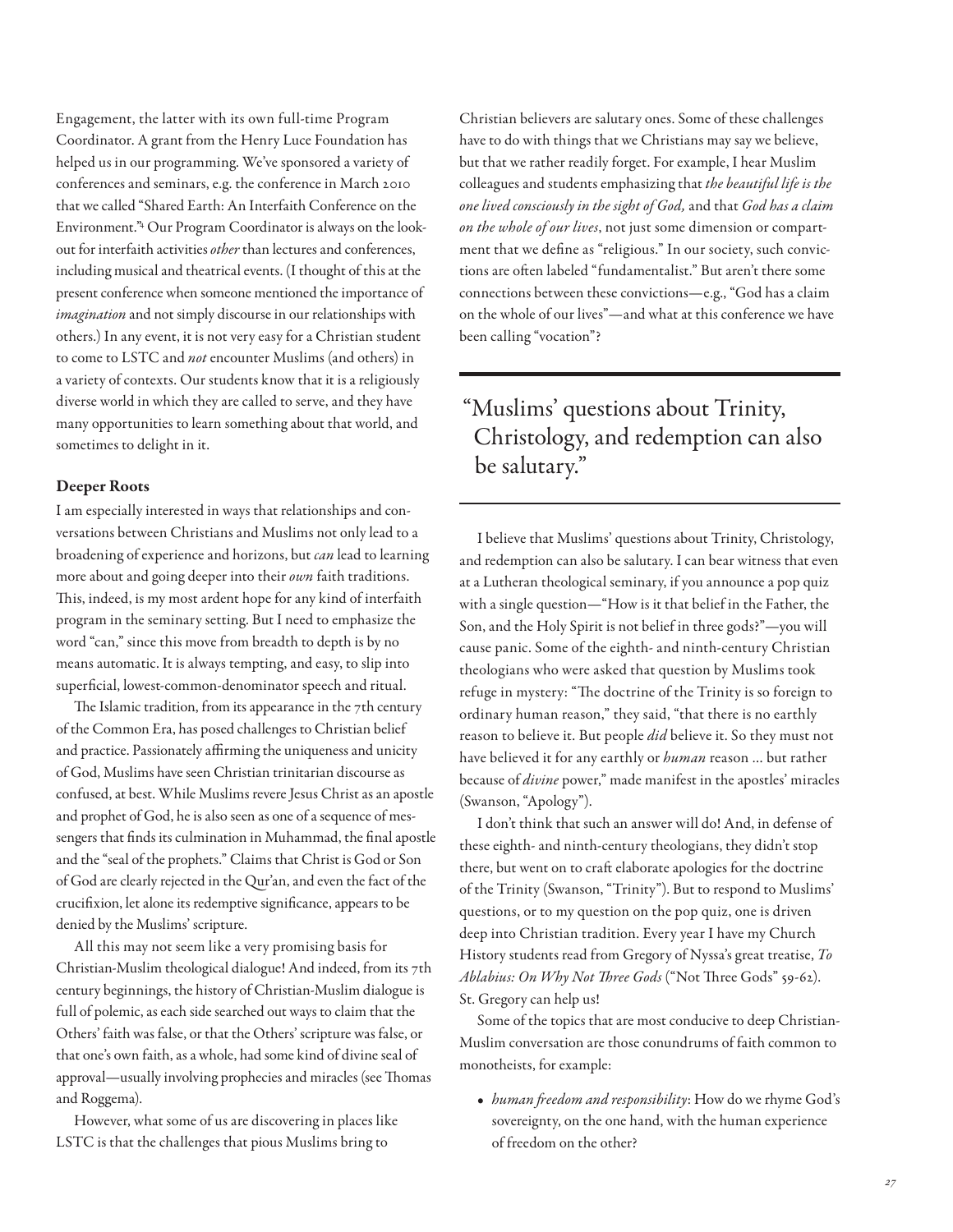Engagement, the latter with its own full-time Program Coordinator. A grant from the Henry Luce Foundation has helped us in our programming. We've sponsored a variety of conferences and seminars, e.g. the conference in March 2010 that we called "Shared Earth: An Interfaith Conference on the Environment."[4] Our Program Coordinator is always on the lookout for interfaith activities *other* than lectures and conferences, including musical and theatrical events. (I thought of this at the present conference when someone mentioned the importance of *imagination* and not simply discourse in our relationships with others.) In any event, it is not very easy for a Christian student to come to LSTC and *not* encounter Muslims (and others) in a variety of contexts. Our students know that it is a religiously diverse world in which they are called to serve, and they have many opportunities to learn something about that world, and sometimes to delight in it.

### Deeper Roots

I am especially interested in ways that relationships and conversations between Christians and Muslims not only lead to a broadening of experience and horizons, but *can* lead to learning more about and going deeper into their *own* faith traditions. This, indeed, is my most ardent hope for any kind of interfaith program in the seminary setting. But I need to emphasize the word "can," since this move from breadth to depth is by no means automatic. It is always tempting, and easy, to slip into superficial, lowest-common-denominator speech and ritual.

The Islamic tradition, from its appearance in the 7th century of the Common Era, has posed challenges to Christian belief and practice. Passionately affirming the uniqueness and unicity of God, Muslims have seen Christian trinitarian discourse as confused, at best. While Muslims revere Jesus Christ as an apostle and prophet of God, he is also seen as one of a sequence of messengers that finds its culmination in Muhammad, the final apostle and the "seal of the prophets." Claims that Christ is God or Son of God are clearly rejected in the Qur'an, and even the fact of the crucifixion, let alone its redemptive significance, appears to be denied by the Muslims' scripture.

All this may not seem like a very promising basis for Christian-Muslim theological dialogue! And indeed, from its 7th century beginnings, the history of Christian-Muslim dialogue is full of polemic, as each side searched out ways to claim that the Others' faith was false, or that the Others' scripture was false, or that one's own faith, as a whole, had some kind of divine seal of approval—usually involving prophecies and miracles (see Thomas and Roggema).

However, what some of us are discovering in places like LSTC is that the challenges that pious Muslims bring to Christian believers are salutary ones. Some of these challenges have to do with things that we Christians may say we believe, but that we rather readily forget. For example, I hear Muslim colleagues and students emphasizing that *the beautiful life is the one lived consciously in the sight of God,* and that *God has a claim on the whole of our lives*, not just some dimension or compartment that we define as "religious." In our society, such convictions are often labeled "fundamentalist." But aren't there some connections between these convictions—e.g., "God has a claim on the whole of our lives"—and what at this conference we have been calling "vocation"?

> "Muslims' questions about Trinity, Christology, and redemption can also be salutary."

I believe that Muslims' questions about Trinity, Christology, and redemption can also be salutary. I can bear witness that even at a Lutheran theological seminary, if you announce a pop quiz with a single question—"How is it that belief in the Father, the Son, and the Holy Spirit is not belief in three gods?"—you will cause panic. Some of the eighth- and ninth-century Christian theologians who were asked that question by Muslims took refuge in mystery: "The doctrine of the Trinity is so foreign to ordinary human reason," they said, "that there is no earthly reason to believe it. But people *did* believe it. So they must not have believed it for any earthly or *human* reason … but rather because of *divine* power," made manifest in the apostles' miracles (Swanson, "Apology").

I don't think that such an answer will do! And, in defense of these eighth- and ninth-century theologians, they didn't stop there, but went on to craft elaborate apologies for the doctrine of the Trinity (Swanson, "Trinity"). But to respond to Muslims' questions, or to my question on the pop quiz, one is driven deep into Christian tradition. Every year I have my Church History students read from Gregory of Nyssa's great treatise, *To Ablabius: On Why Not Three Gods* ("Not Three Gods" 59-62). St. Gregory can help us!

Some of the topics that are most conducive to deep Christian-Muslim conversation are those conundrums of faith common to monotheists, for example:

- *human freedom and responsibility*: How do we rhyme God's sovereignty, on the one hand, with the human experience of freedom on the other?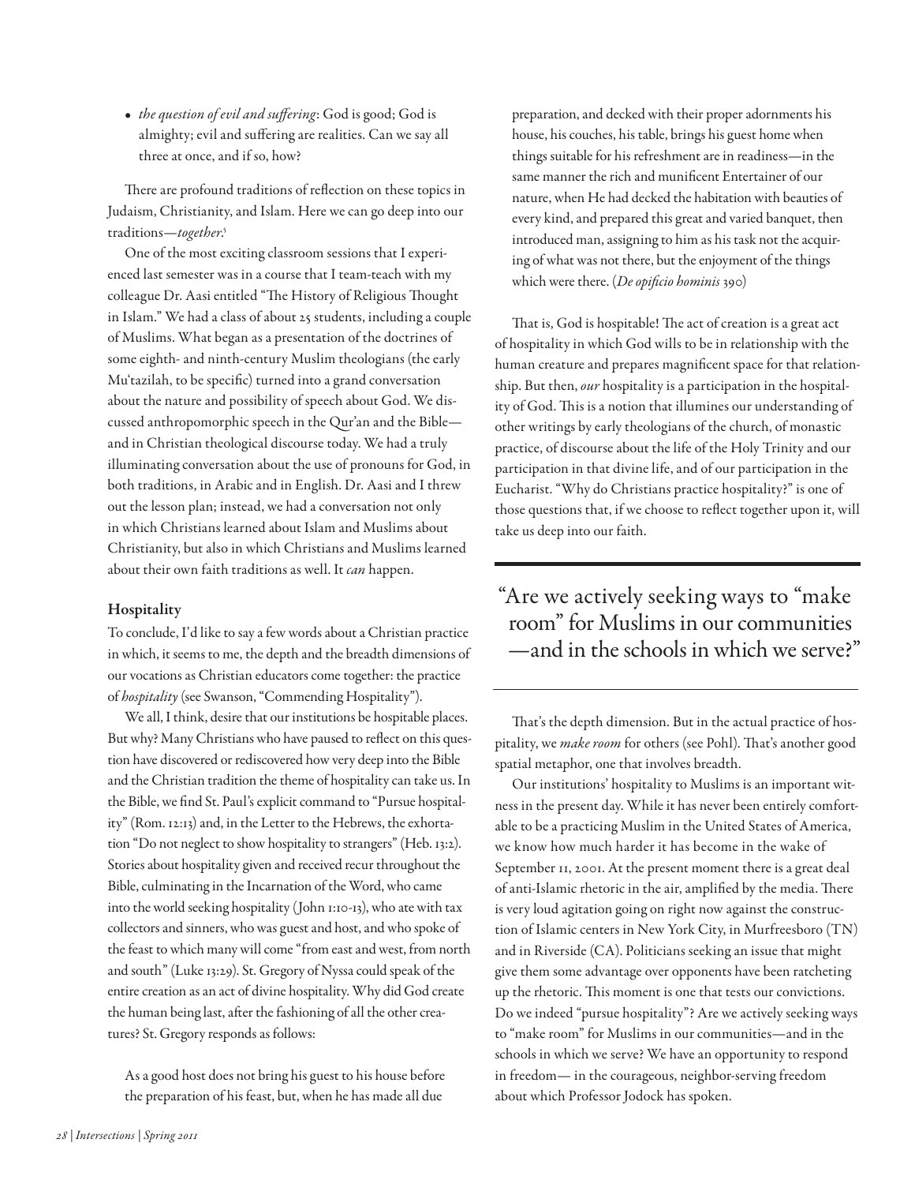- *the question of evil and suffering*: God is good; God is almighty; evil and suffering are realities. Can we say all three at once, and if so, how?

There are profound traditions of reflection on these topics in Judaism, Christianity, and Islam. Here we can go deep into our traditions—*together*.[5]

One of the most exciting classroom sessions that I experienced last semester was in a course that I team-teach with my colleague Dr. Aasi entitled "The History of Religious Thought in Islam." We had a class of about 25 students, including a couple of Muslims. What began as a presentation of the doctrines of some eighth- and ninth-century Muslim theologians (the early Mu'tazilah, to be specific) turned into a grand conversation about the nature and possibility of speech about God. We discussed anthropomorphic speech in the Qur'an and the Bible—and in Christian theological discourse today. We had a truly illuminating conversation about the use of pronouns for God, in both traditions, in Arabic and in English. Dr. Aasi and I threw out the lesson plan; instead, we had a conversation not only in which Christians learned about Islam and Muslims about Christianity, but also in which Christians and Muslims learned about their own faith traditions as well. It *can* happen.

### Hospitality

To conclude, I'd like to say a few words about a Christian practice in which, it seems to me, the depth and the breadth dimensions of our vocations as Christian educators come together: the practice of *hospitality* (see Swanson, "Commending Hospitality").

We all, I think, desire that our institutions be hospitable places. But why? Many Christians who have paused to reflect on this question have discovered or rediscovered how very deep into the Bible and the Christian tradition the theme of hospitality can take us. In the Bible, we find St. Paul's explicit command to "Pursue hospitality" (Rom. 12:13) and, in the Letter to the Hebrews, the exhortation "Do not neglect to show hospitality to strangers" (Heb. 13:2). Stories about hospitality given and received recur throughout the Bible, culminating in the Incarnation of the Word, who came into the world seeking hospitality (John 1:10-13), who ate with tax collectors and sinners, who was guest and host, and who spoke of the feast to which many will come "from east and west, from north and south" (Luke 13:29). St. Gregory of Nyssa could speak of the entire creation as an act of divine hospitality. Why did God create the human being last, after the fashioning of all the other creatures? St. Gregory responds as follows:

> As a good host does not bring his guest to his house before the preparation of his feast, but, when he has made all due preparation, and decked with their proper adornments his house, his couches, his table, brings his guest home when things suitable for his refreshment are in readiness—in the same manner the rich and munificent Entertainer of our nature, when He had decked the habitation with beauties of every kind, and prepared this great and varied banquet, then introduced man, assigning to him as his task not the acquiring of what was not there, but the enjoyment of the things which were there. (*De opificio hominis* 390)

That is, God is hospitable! The act of creation is a great act of hospitality in which God wills to be in relationship with the human creature and prepares magnificent space for that relationship. But then, *our* hospitality is a participation in the hospitality of God. This is a notion that illumines our understanding of other writings by early theologians of the church, of monastic practice, of discourse about the life of the Holy Trinity and our participation in that divine life, and of our participation in the Eucharist. "Why do Christians practice hospitality?" is one of those questions that, if we choose to reflect together upon it, will take us deep into our faith.

> "Are we actively seeking ways to "make room" for Muslims in our communities —and in the schools in which we serve?"

That's the depth dimension. But in the actual practice of hospitality, we *make room* for others (see Pohl). That's another good spatial metaphor, one that involves breadth.

Our institutions' hospitality to Muslims is an important witness in the present day. While it has never been entirely comfortable to be a practicing Muslim in the United States of America, we know how much harder it has become in the wake of September 11, 2001. At the present moment there is a great deal of anti-Islamic rhetoric in the air, amplified by the media. There is very loud agitation going on right now against the construction of Islamic centers in New York City, in Murfreesboro (TN) and in Riverside (CA). Politicians seeking an issue that might give them some advantage over opponents have been ratcheting up the rhetoric. This moment is one that tests our convictions. Do we indeed "pursue hospitality"? Are we actively seeking ways to "make room" for Muslims in our communities—and in the schools in which we serve? We have an opportunity to respond in freedom— in the courageous, neighbor-serving freedom about which Professor Jodock has spoken.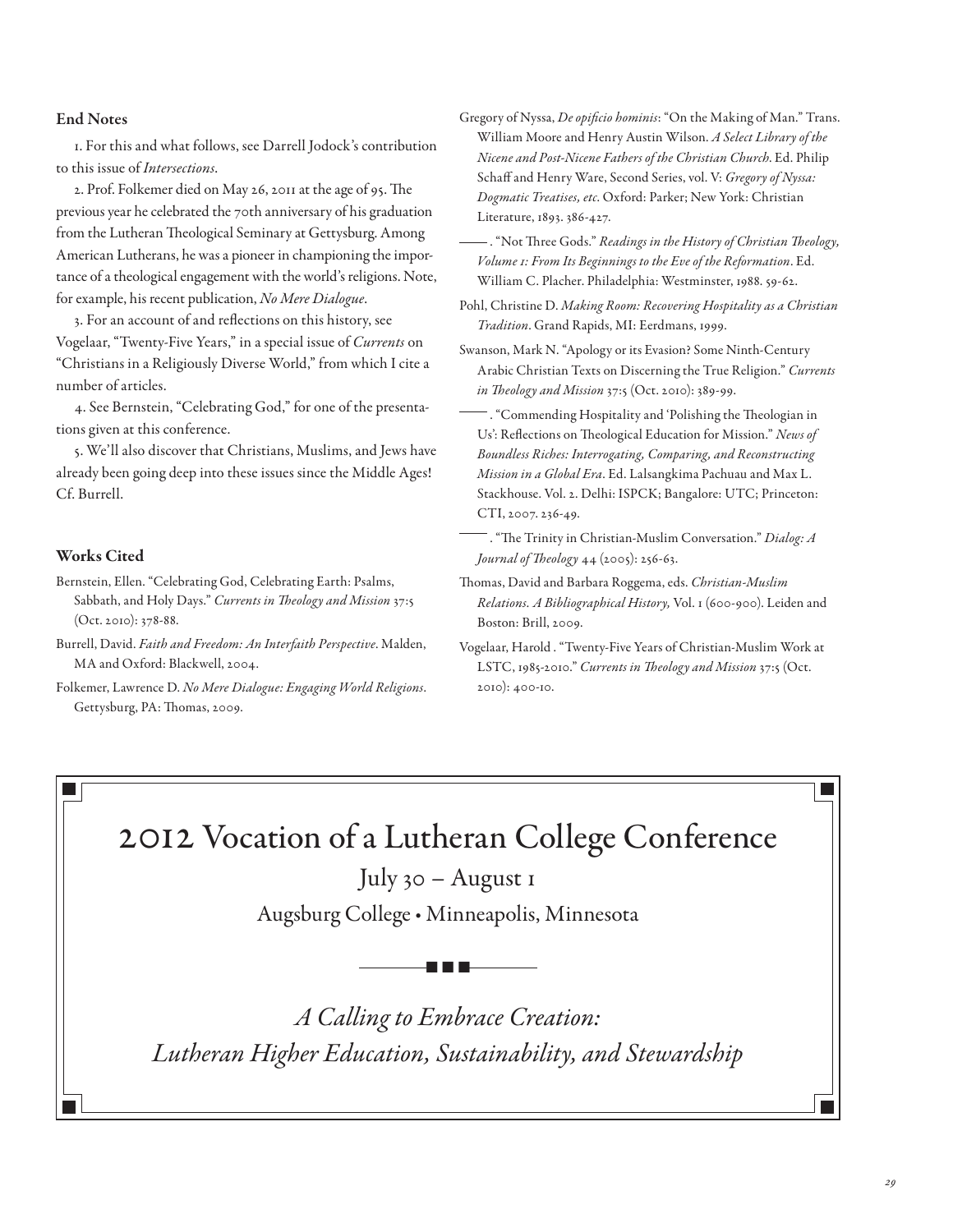## End Notes

1. For this and what follows, see Darrell Jodock's contribution to this issue of *Intersections*.

2. Prof. Folkemer died on May 26, 2011 at the age of 95. The previous year he celebrated the 70th anniversary of his graduation from the Lutheran Theological Seminary at Gettysburg. Among American Lutherans, he was a pioneer in championing the importance of a theological engagement with the world's religions. Note, for example, his recent publication, *No Mere Dialogue*.

3. For an account of and reflections on this history, see Vogelaar, "Twenty-Five Years," in a special issue of *Currents* on "Christians in a Religiously Diverse World," from which I cite a number of articles.

4. See Bernstein, "Celebrating God," for one of the presentations given at this conference.

5. We'll also discover that Christians, Muslims, and Jews have already been going deep into these issues since the Middle Ages! Cf. Burrell.

## Works Cited

Bernstein, Ellen. "Celebrating God, Celebrating Earth: Psalms, Sabbath, and Holy Days." *Currents in Theology and Mission* 37:5 (Oct. 2010): 378-88.

Burrell, David. *Faith and Freedom: An Interfaith Perspective*. Malden, MA and Oxford: Blackwell, 2004.

Folkemer, Lawrence D. *No Mere Dialogue: Engaging World Religions*. Gettysburg, PA: Thomas, 2009.

Gregory of Nyssa, *De opificio hominis*: "On the Making of Man." Trans. William Moore and Henry Austin Wilson. *A Select Library of the Nicene and Post-Nicene Fathers of the Christian Church*. Ed. Philip Schaff and Henry Ware, Second Series, vol. V: *Gregory of Nyssa: Dogmatic Treatises, etc*. Oxford: Parker; New York: Christian Literature, 1893. 386-427.

———. "Not Three Gods." *Readings in the History of Christian Theology, Volume 1: From Its Beginnings to the Eve of the Reformation*. Ed. William C. Placher. Philadelphia: Westminster, 1988. 59-62.

Pohl, Christine D. *Making Room: Recovering Hospitality as a Christian Tradition*. Grand Rapids, MI: Eerdmans, 1999.

Swanson, Mark N. "Apology or its Evasion? Some Ninth-Century Arabic Christian Texts on Discerning the True Religion." *Currents in Theology and Mission* 37:5 (Oct. 2010): 389-99.

———. "Commending Hospitality and 'Polishing the Theologian in Us': Reflections on Theological Education for Mission." *News of Boundless Riches: Interrogating, Comparing, and Reconstructing Mission in a Global Era*. Ed. Lalsangkima Pachuau and Max L. Stackhouse. Vol. 2. Delhi: ISPCK; Bangalore: UTC; Princeton: CTI, 2007. 236-49.

———. "The Trinity in Christian-Muslim Conversation." *Dialog: A Journal of Theology* 44 (2005): 256-63.

Thomas, David and Barbara Roggema, eds. *Christian-Muslim Relations. A Bibliographical History,* Vol. 1 (600-900). Leiden and Boston: Brill, 2009.

Vogelaar, Harold . "Twenty-Five Years of Christian-Muslim Work at LSTC, 1985-2010." *Currents in Theology and Mission* 37:5 (Oct. 2010): 400-10.

# 2012 Vocation of a Lutheran College Conference

July 30 – August 1

Augsburg College • Minneapolis, Minnesota

*A Calling to Embrace Creation:*
*Lutheran Higher Education, Sustainability, and Stewardship*